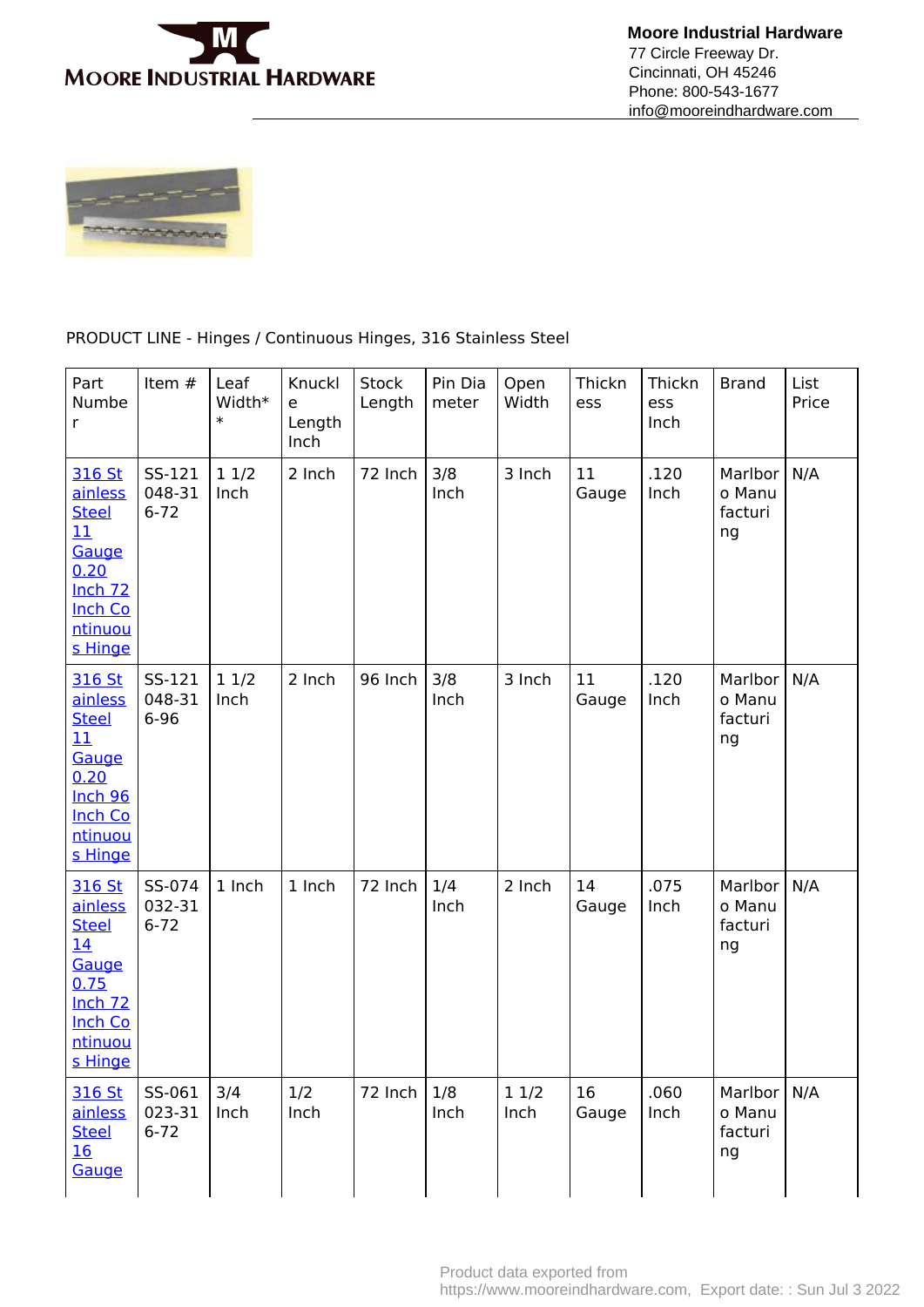**Moore Industrial Hardware**
77 Circle Freeway Dr.
Cincinnati, OH 45246
Phone: 800-543-1677
info@mooreindhardware.com

PRODUCT LINE - Hinges / Continuous Hinges, 316 Stainless Steel

| Part Number | Item # | Leaf Width** | Knuckle Length Inch | Stock Length | Pin Diameter | Open Width | Thickness | Thickness Inch | Brand | List Price |
|---|---|---|---|---|---|---|---|---|---|---|
| 316 Stainless Steel 11 Gauge 0.20 Inch 72 Inch Continuous Hinge | SS-121048-316-72 | 1 1/2 Inch | 2 Inch | 72 Inch | 3/8 Inch | 3 Inch | 11 Gauge | .120 Inch | Marlboro Manufacturing | N/A |
| 316 Stainless Steel 11 Gauge 0.20 Inch 96 Inch Continuous Hinge | SS-121048-316-96 | 1 1/2 Inch | 2 Inch | 96 Inch | 3/8 Inch | 3 Inch | 11 Gauge | .120 Inch | Marlboro Manufacturing | N/A |
| 316 Stainless Steel 14 Gauge 0.75 Inch 72 Inch Continuous Hinge | SS-074032-316-72 | 1 Inch | 1 Inch | 72 Inch | 1/4 Inch | 2 Inch | 14 Gauge | .075 Inch | Marlboro Manufacturing | N/A |
| 316 Stainless Steel 16 Gauge | SS-061023-316-72 | 3/4 Inch | 1/2 Inch | 72 Inch | 1/8 Inch | 1 1/2 Inch | 16 Gauge | .060 Inch | Marlboro Manufacturing | N/A |

Product data exported from https://www.mooreindhardware.com, Export date: : Sun Jul 3 2022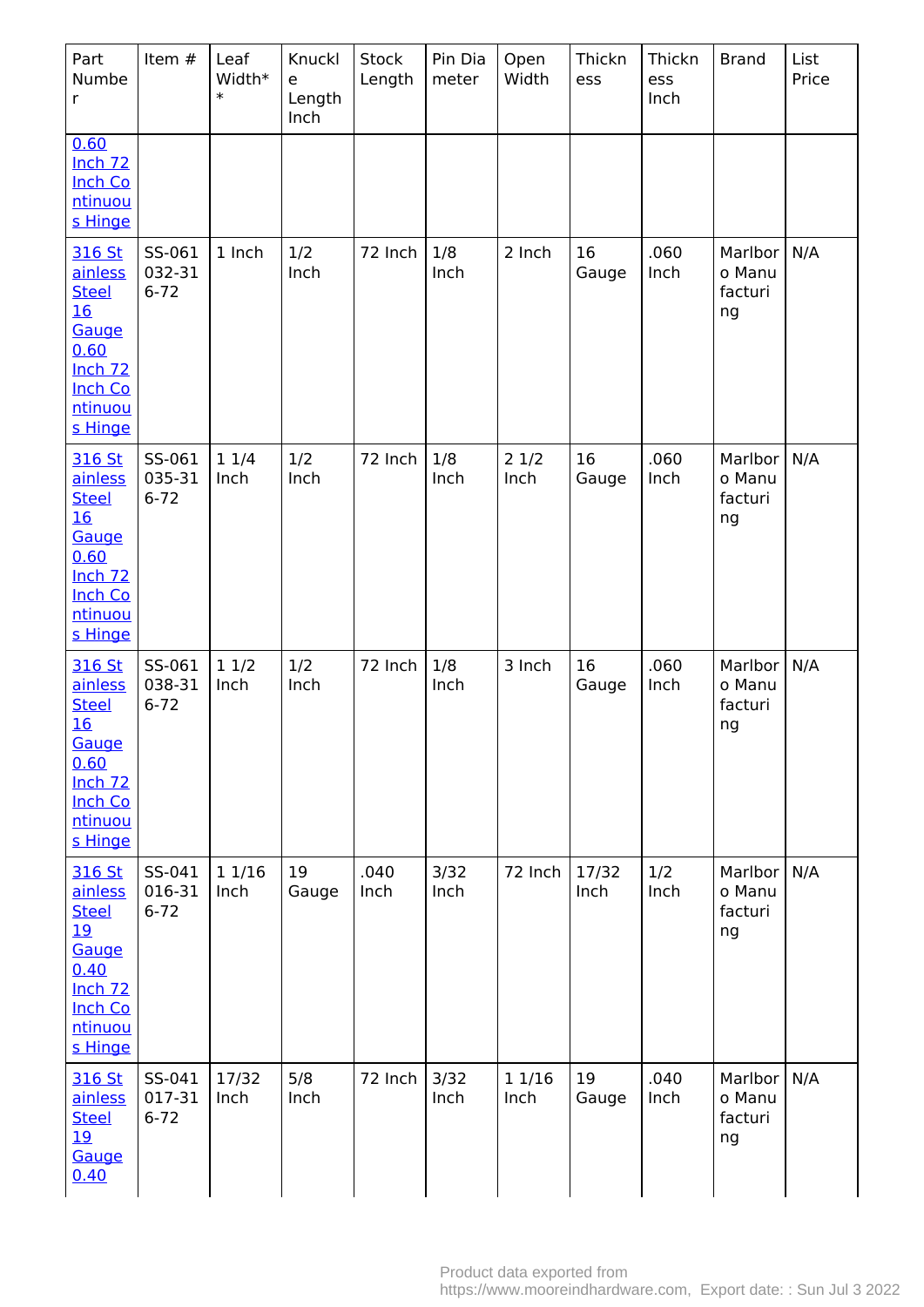| Part Number | Item # | Leaf Width** | Knuckle Length Inch | Stock Length | Pin Diameter | Open Width | Thickness | Thickness Inch | Brand | List Price |
|---|---|---|---|---|---|---|---|---|---|---|
| 0.60 Inch 72 Inch Continuous Hinge | | | | | | | | | | |
| 316 Stainless Steel 16 Gauge 0.60 Inch 72 Inch Continuous Hinge | SS-061032-316-72 | 1 Inch | 1/2 Inch | 72 Inch | 1/8 Inch | 2 Inch | 16 Gauge | .060 Inch | Marlboro Manufacturing | N/A |
| 316 Stainless Steel 16 Gauge 0.60 Inch 72 Inch Continuous Hinge | SS-061035-316-72 | 1 1/4 Inch | 1/2 Inch | 72 Inch | 1/8 Inch | 2 1/2 Inch | 16 Gauge | .060 Inch | Marlboro Manufacturing | N/A |
| 316 Stainless Steel 16 Gauge 0.60 Inch 72 Inch Continuous Hinge | SS-061038-316-72 | 1 1/2 Inch | 1/2 Inch | 72 Inch | 1/8 Inch | 3 Inch | 16 Gauge | .060 Inch | Marlboro Manufacturing | N/A |
| 316 Stainless Steel 19 Gauge 0.40 Inch 72 Inch Continuous Hinge | SS-041016-316-72 | 1 1/16 Inch | 19 Gauge | .040 Inch | 3/32 Inch | 72 Inch | 17/32 Inch | 1/2 Inch | Marlboro Manufacturing | N/A |
| 316 Stainless Steel 19 Gauge 0.40 | SS-041017-316-72 | 17/32 Inch | 5/8 Inch | 72 Inch | 3/32 Inch | 1 1/16 Inch | 19 Gauge | .040 Inch | Marlboro Manufacturing | N/A |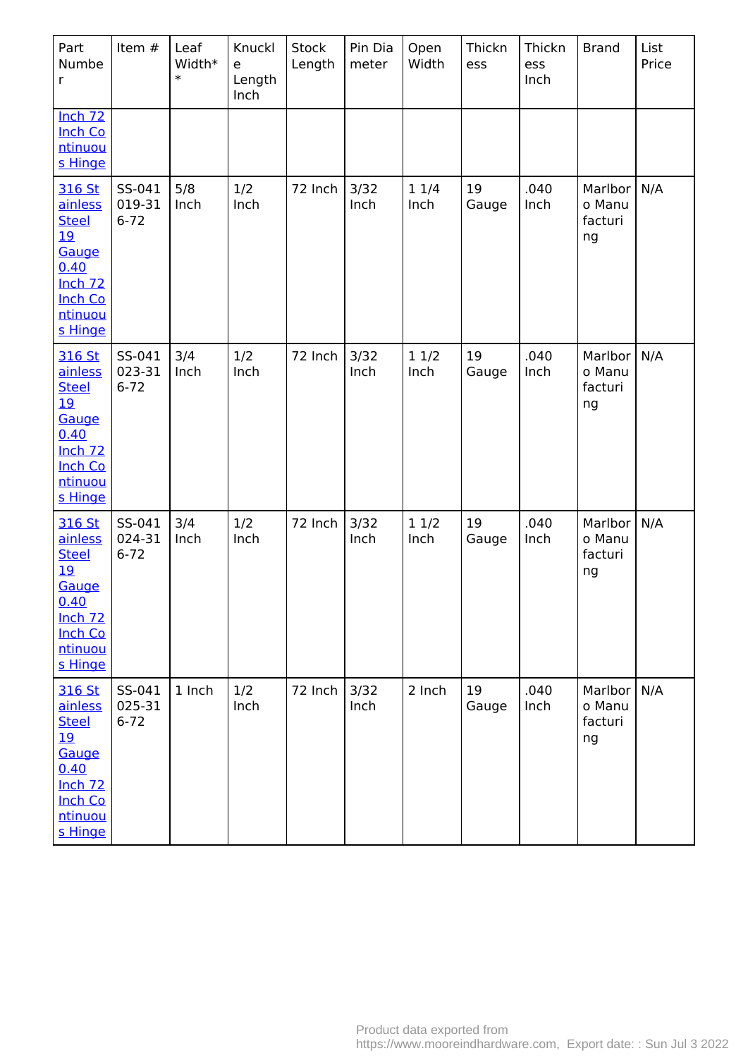| Part Number | Item # | Leaf Width* | Knuckle Length Inch | Stock Length | Pin Diameter | Open Width | Thickness | Thickness Inch | Brand | List Price |
|---|---|---|---|---|---|---|---|---|---|---|
| Inch 72 Inch Continuous Hinge | | | | | | | | | | |
| 316 Stainless Steel 19 Gauge 0.40 Inch 72 Inch Continuous Hinge | SS-041019-316-72 | 5/8 Inch | 1/2 Inch | 72 Inch | 3/32 Inch | 1 1/4 Inch | 19 Gauge | .040 Inch | Marlboro Manufacturing | N/A |
| 316 Stainless Steel 19 Gauge 0.40 Inch 72 Inch Continuous Hinge | SS-041023-316-72 | 3/4 Inch | 1/2 Inch | 72 Inch | 3/32 Inch | 1 1/2 Inch | 19 Gauge | .040 Inch | Marlboro Manufacturing | N/A |
| 316 Stainless Steel 19 Gauge 0.40 Inch 72 Inch Continuous Hinge | SS-041024-316-72 | 3/4 Inch | 1/2 Inch | 72 Inch | 3/32 Inch | 1 1/2 Inch | 19 Gauge | .040 Inch | Marlboro Manufacturing | N/A |
| 316 Stainless Steel 19 Gauge 0.40 Inch 72 Inch Continuous Hinge | SS-041025-316-72 | 1 Inch | 1/2 Inch | 72 Inch | 3/32 Inch | 2 Inch | 19 Gauge | .040 Inch | Marlboro Manufacturing | N/A |